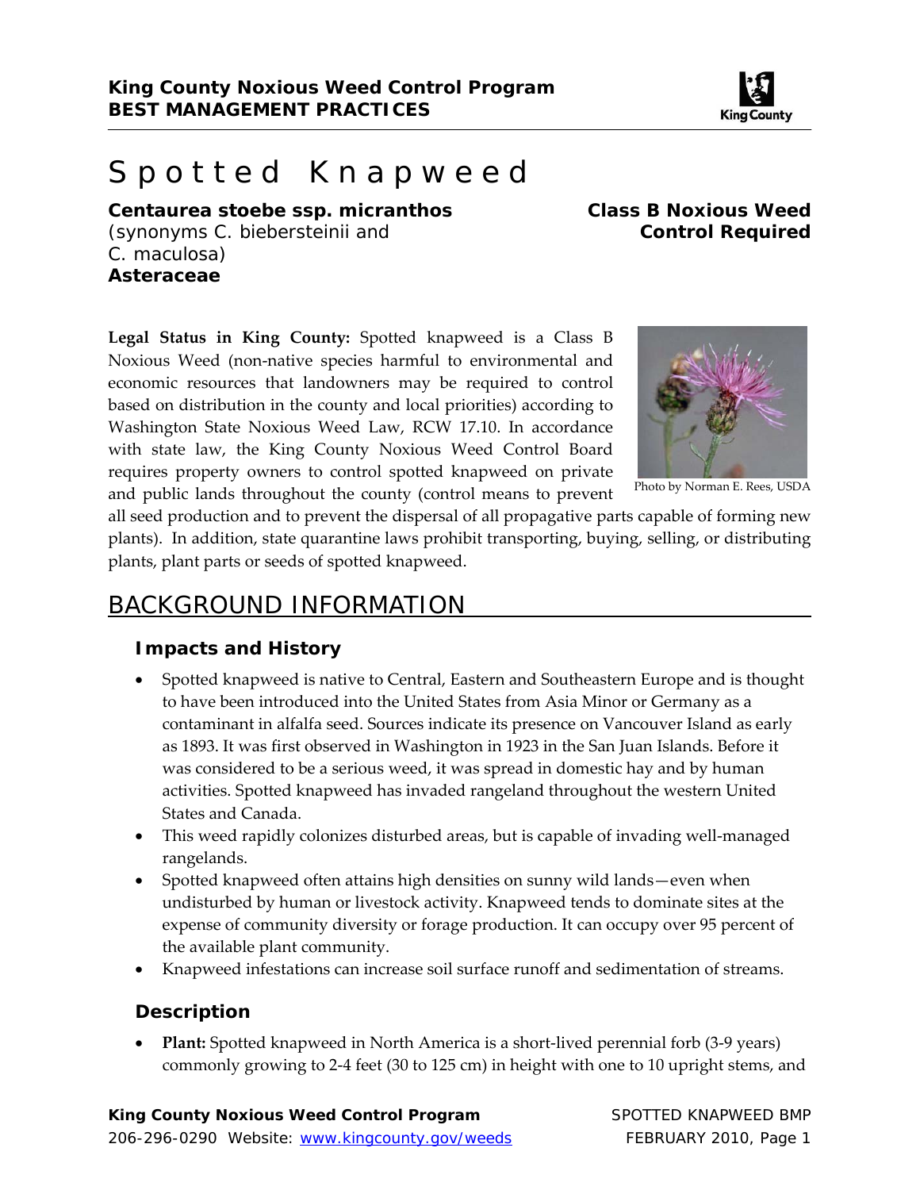**King County Noxious Weed Control Program**
**BEST MANAGEMENT PRACTICES**

# Spotted Knapweed

**Centaurea stoebe ssp. micranthos**
(synonyms C. biebersteinii and C. maculosa)
**Asteraceae**

**Class B Noxious Weed**
**Control Required**

**Legal Status in King County:** Spotted knapweed is a Class B Noxious Weed (non-native species harmful to environmental and economic resources that landowners may be required to control based on distribution in the county and local priorities) according to Washington State Noxious Weed Law, RCW 17.10. In accordance with state law, the King County Noxious Weed Control Board requires property owners to control spotted knapweed on private and public lands throughout the county (control means to prevent all seed production and to prevent the dispersal of all propagative parts capable of forming new plants). In addition, state quarantine laws prohibit transporting, buying, selling, or distributing plants, plant parts or seeds of spotted knapweed.

Photo by Norman E. Rees, USDA

## BACKGROUND INFORMATION

### Impacts and History

- Spotted knapweed is native to Central, Eastern and Southeastern Europe and is thought to have been introduced into the United States from Asia Minor or Germany as a contaminant in alfalfa seed. Sources indicate its presence on Vancouver Island as early as 1893. It was first observed in Washington in 1923 in the San Juan Islands. Before it was considered to be a serious weed, it was spread in domestic hay and by human activities. Spotted knapweed has invaded rangeland throughout the western United States and Canada.
- This weed rapidly colonizes disturbed areas, but is capable of invading well-managed rangelands.
- Spotted knapweed often attains high densities on sunny wild lands—even when undisturbed by human or livestock activity. Knapweed tends to dominate sites at the expense of community diversity or forage production. It can occupy over 95 percent of the available plant community.
- Knapweed infestations can increase soil surface runoff and sedimentation of streams.

### Description

- **Plant:** Spotted knapweed in North America is a short-lived perennial forb (3-9 years) commonly growing to 2-4 feet (30 to 125 cm) in height with one to 10 upright stems, and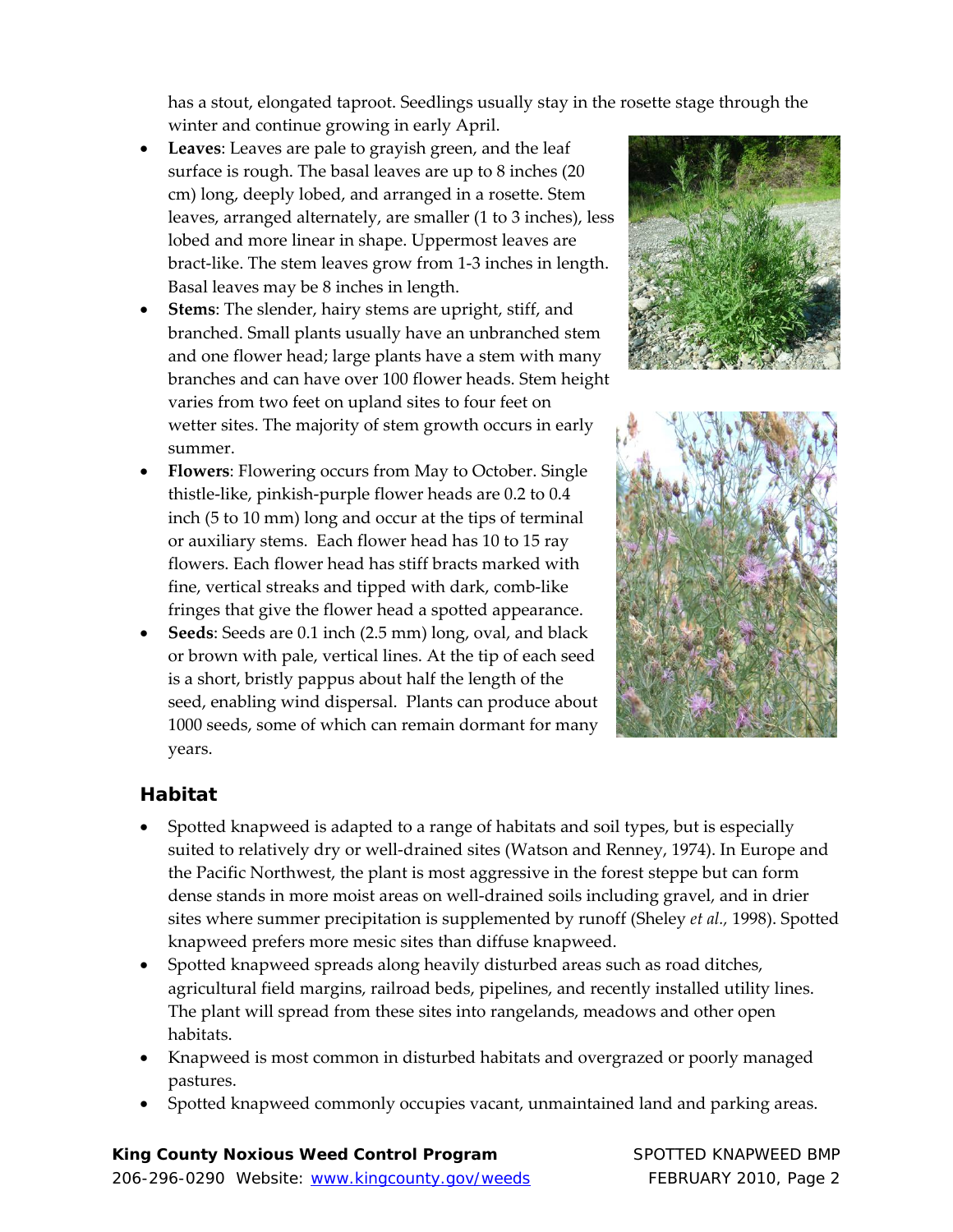has a stout, elongated taproot. Seedlings usually stay in the rosette stage through the winter and continue growing in early April.

- **Leaves**: Leaves are pale to grayish green, and the leaf surface is rough. The basal leaves are up to 8 inches (20 cm) long, deeply lobed, and arranged in a rosette. Stem leaves, arranged alternately, are smaller (1 to 3 inches), less lobed and more linear in shape. Uppermost leaves are bract-like. The stem leaves grow from 1-3 inches in length. Basal leaves may be 8 inches in length.
- **Stems**: The slender, hairy stems are upright, stiff, and branched. Small plants usually have an unbranched stem and one flower head; large plants have a stem with many branches and can have over 100 flower heads. Stem height varies from two feet on upland sites to four feet on wetter sites. The majority of stem growth occurs in early summer.
- **Flowers**: Flowering occurs from May to October. Single thistle-like, pinkish-purple flower heads are 0.2 to 0.4 inch (5 to 10 mm) long and occur at the tips of terminal or auxiliary stems. Each flower head has 10 to 15 ray flowers. Each flower head has stiff bracts marked with fine, vertical streaks and tipped with dark, comb-like fringes that give the flower head a spotted appearance.
- **Seeds**: Seeds are 0.1 inch (2.5 mm) long, oval, and black or brown with pale, vertical lines. At the tip of each seed is a short, bristly pappus about half the length of the seed, enabling wind dispersal. Plants can produce about 1000 seeds, some of which can remain dormant for many years.

## Habitat

- Spotted knapweed is adapted to a range of habitats and soil types, but is especially suited to relatively dry or well-drained sites (Watson and Renney, 1974). In Europe and the Pacific Northwest, the plant is most aggressive in the forest steppe but can form dense stands in more moist areas on well-drained soils including gravel, and in drier sites where summer precipitation is supplemented by runoff (Sheley *et al.*, 1998). Spotted knapweed prefers more mesic sites than diffuse knapweed.
- Spotted knapweed spreads along heavily disturbed areas such as road ditches, agricultural field margins, railroad beds, pipelines, and recently installed utility lines. The plant will spread from these sites into rangelands, meadows and other open habitats.
- Knapweed is most common in disturbed habitats and overgrazed or poorly managed pastures.
- Spotted knapweed commonly occupies vacant, unmaintained land and parking areas.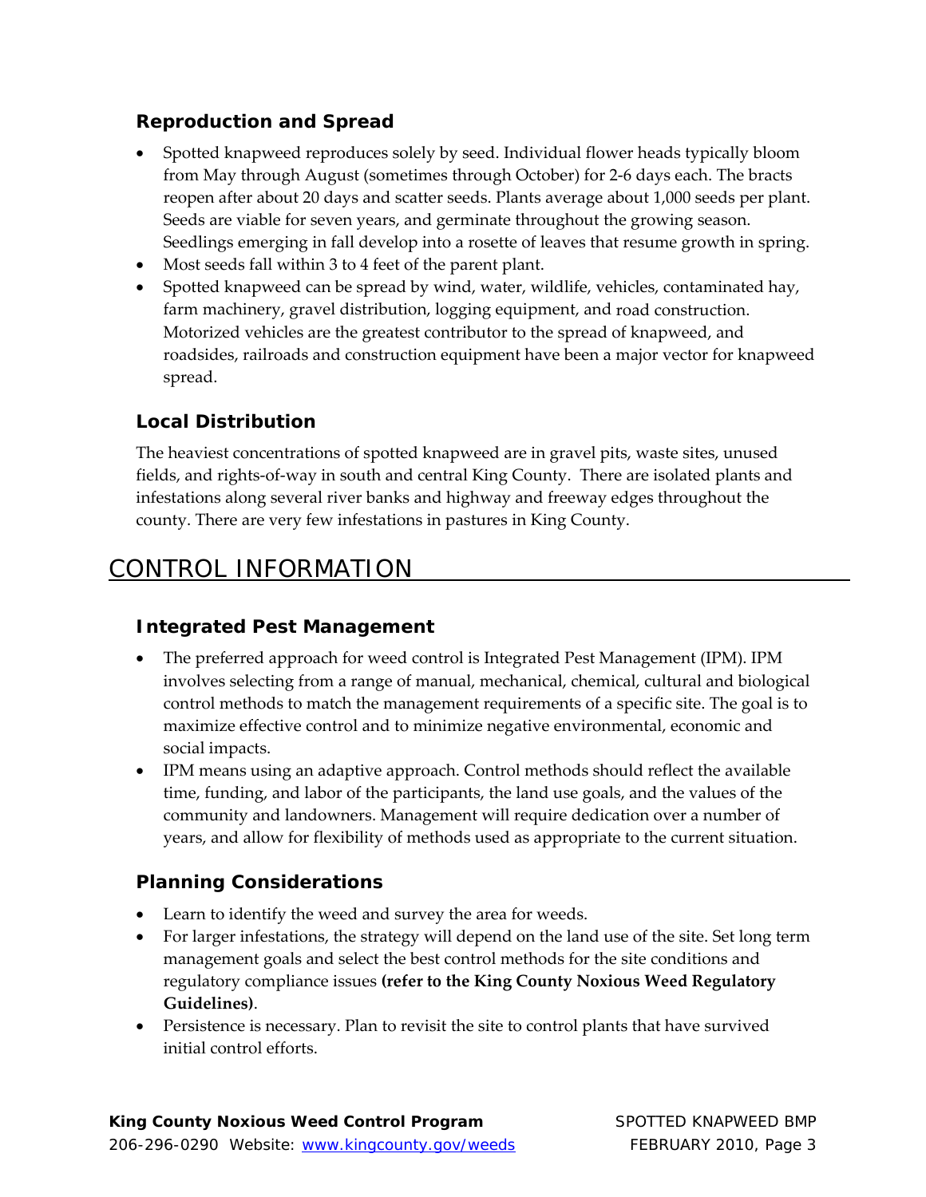### Reproduction and Spread

- Spotted knapweed reproduces solely by seed. Individual flower heads typically bloom from May through August (sometimes through October) for 2-6 days each. The bracts reopen after about 20 days and scatter seeds. Plants average about 1,000 seeds per plant. Seeds are viable for seven years, and germinate throughout the growing season. Seedlings emerging in fall develop into a rosette of leaves that resume growth in spring.
- Most seeds fall within 3 to 4 feet of the parent plant.
- Spotted knapweed can be spread by wind, water, wildlife, vehicles, contaminated hay, farm machinery, gravel distribution, logging equipment, and road construction. Motorized vehicles are the greatest contributor to the spread of knapweed, and roadsides, railroads and construction equipment have been a major vector for knapweed spread.

### Local Distribution

The heaviest concentrations of spotted knapweed are in gravel pits, waste sites, unused fields, and rights-of-way in south and central King County. There are isolated plants and infestations along several river banks and highway and freeway edges throughout the county. There are very few infestations in pastures in King County.

## CONTROL INFORMATION

### Integrated Pest Management

- The preferred approach for weed control is Integrated Pest Management (IPM). IPM involves selecting from a range of manual, mechanical, chemical, cultural and biological control methods to match the management requirements of a specific site. The goal is to maximize effective control and to minimize negative environmental, economic and social impacts.
- IPM means using an adaptive approach. Control methods should reflect the available time, funding, and labor of the participants, the land use goals, and the values of the community and landowners. Management will require dedication over a number of years, and allow for flexibility of methods used as appropriate to the current situation.

### Planning Considerations

- Learn to identify the weed and survey the area for weeds.
- For larger infestations, the strategy will depend on the land use of the site. Set long term management goals and select the best control methods for the site conditions and regulatory compliance issues **(refer to the King County Noxious Weed Regulatory Guidelines)**.
- Persistence is necessary. Plan to revisit the site to control plants that have survived initial control efforts.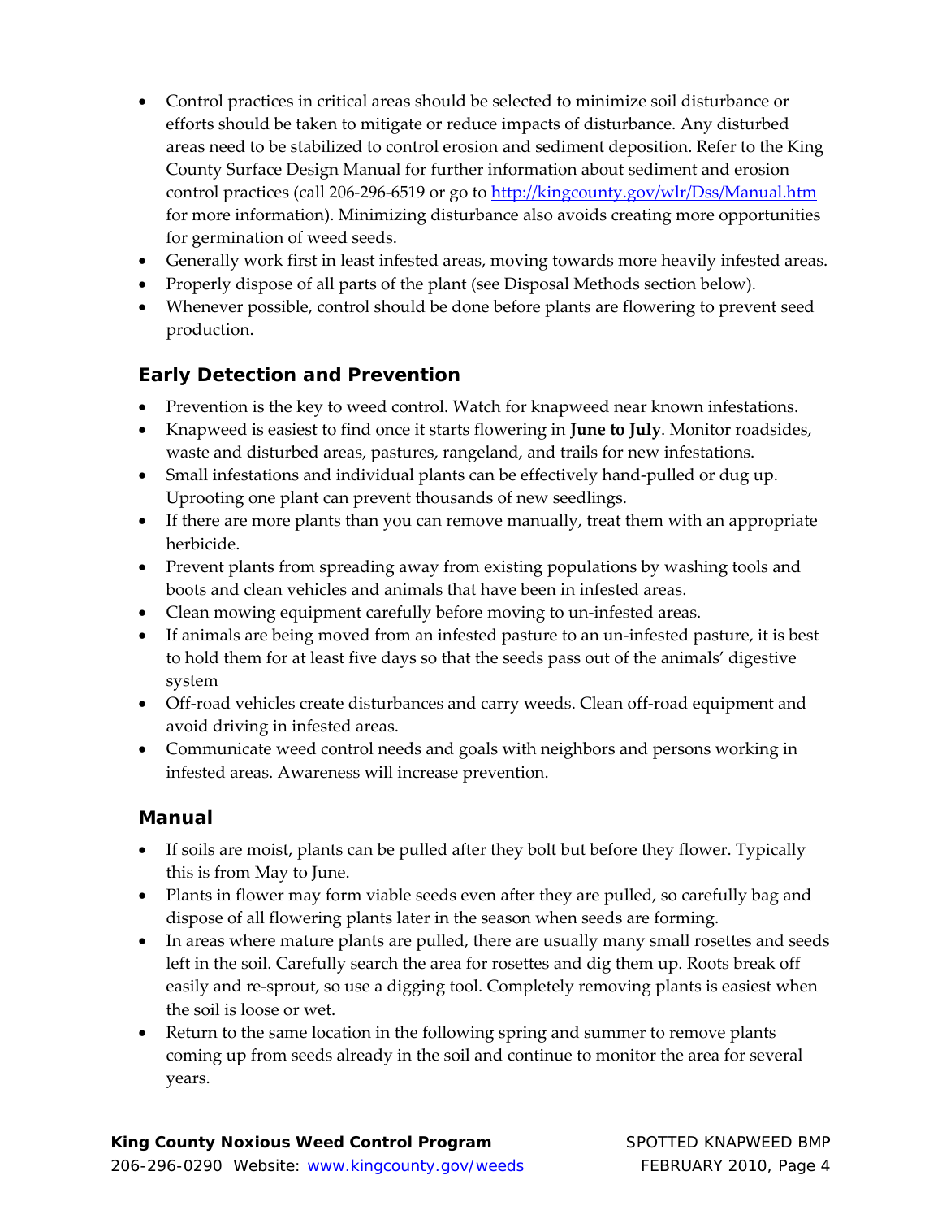- Control practices in critical areas should be selected to minimize soil disturbance or efforts should be taken to mitigate or reduce impacts of disturbance. Any disturbed areas need to be stabilized to control erosion and sediment deposition. Refer to the King County Surface Design Manual for further information about sediment and erosion control practices (call 206-296-6519 or go to [http://kingcounty.gov/wlr/Dss/Manual.htm](http://kingcounty.gov/wlr/Dss/Manual.htm) for more information). Minimizing disturbance also avoids creating more opportunities for germination of weed seeds.
- Generally work first in least infested areas, moving towards more heavily infested areas.
- Properly dispose of all parts of the plant (see Disposal Methods section below).
- Whenever possible, control should be done before plants are flowering to prevent seed production.

### Early Detection and Prevention

- Prevention is the key to weed control. Watch for knapweed near known infestations.
- Knapweed is easiest to find once it starts flowering in **June to July**. Monitor roadsides, waste and disturbed areas, pastures, rangeland, and trails for new infestations.
- Small infestations and individual plants can be effectively hand-pulled or dug up. Uprooting one plant can prevent thousands of new seedlings.
- If there are more plants than you can remove manually, treat them with an appropriate herbicide.
- Prevent plants from spreading away from existing populations by washing tools and boots and clean vehicles and animals that have been in infested areas.
- Clean mowing equipment carefully before moving to un-infested areas.
- If animals are being moved from an infested pasture to an un-infested pasture, it is best to hold them for at least five days so that the seeds pass out of the animals' digestive system
- Off-road vehicles create disturbances and carry weeds. Clean off-road equipment and avoid driving in infested areas.
- Communicate weed control needs and goals with neighbors and persons working in infested areas. Awareness will increase prevention.

### Manual

- If soils are moist, plants can be pulled after they bolt but before they flower. Typically this is from May to June.
- Plants in flower may form viable seeds even after they are pulled, so carefully bag and dispose of all flowering plants later in the season when seeds are forming.
- In areas where mature plants are pulled, there are usually many small rosettes and seeds left in the soil. Carefully search the area for rosettes and dig them up. Roots break off easily and re-sprout, so use a digging tool. Completely removing plants is easiest when the soil is loose or wet.
- Return to the same location in the following spring and summer to remove plants coming up from seeds already in the soil and continue to monitor the area for several years.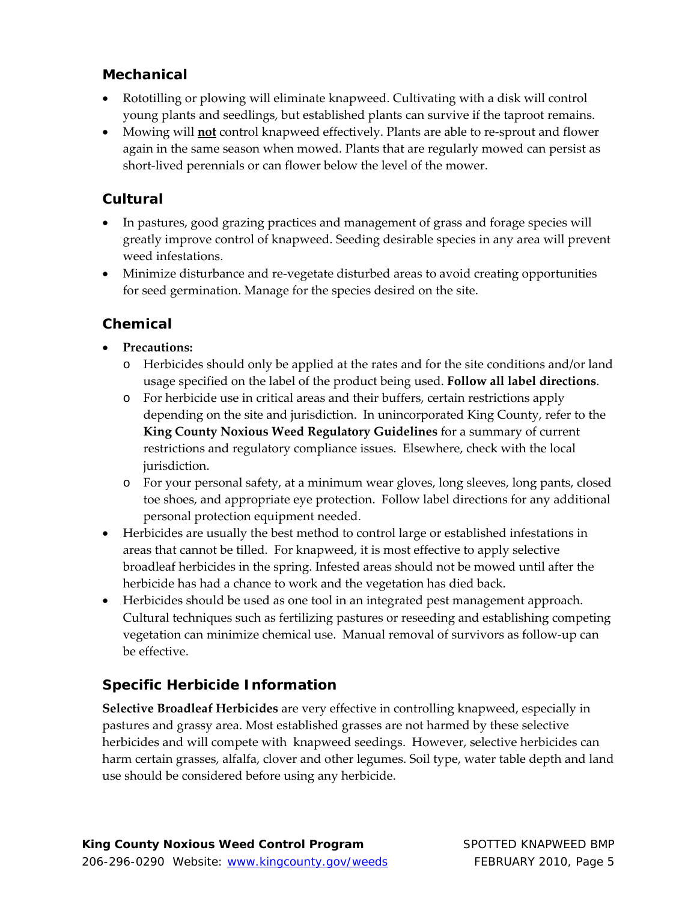## Mechanical

- Rototilling or plowing will eliminate knapweed. Cultivating with a disk will control young plants and seedlings, but established plants can survive if the taproot remains.
- Mowing will **not** control knapweed effectively. Plants are able to re-sprout and flower again in the same season when mowed. Plants that are regularly mowed can persist as short-lived perennials or can flower below the level of the mower.

## Cultural

- In pastures, good grazing practices and management of grass and forage species will greatly improve control of knapweed. Seeding desirable species in any area will prevent weed infestations.
- Minimize disturbance and re-vegetate disturbed areas to avoid creating opportunities for seed germination. Manage for the species desired on the site.

## Chemical

- **Precautions:**
  - Herbicides should only be applied at the rates and for the site conditions and/or land usage specified on the label of the product being used. **Follow all label directions**.
  - For herbicide use in critical areas and their buffers, certain restrictions apply depending on the site and jurisdiction. In unincorporated King County, refer to the **King County Noxious Weed Regulatory Guidelines** for a summary of current restrictions and regulatory compliance issues. Elsewhere, check with the local jurisdiction.
  - For your personal safety, at a minimum wear gloves, long sleeves, long pants, closed toe shoes, and appropriate eye protection. Follow label directions for any additional personal protection equipment needed.
- Herbicides are usually the best method to control large or established infestations in areas that cannot be tilled. For knapweed, it is most effective to apply selective broadleaf herbicides in the spring. Infested areas should not be mowed until after the herbicide has had a chance to work and the vegetation has died back.
- Herbicides should be used as one tool in an integrated pest management approach. Cultural techniques such as fertilizing pastures or reseeding and establishing competing vegetation can minimize chemical use. Manual removal of survivors as follow-up can be effective.

## Specific Herbicide Information

**Selective Broadleaf Herbicides** are very effective in controlling knapweed, especially in pastures and grassy area. Most established grasses are not harmed by these selective herbicides and will compete with knapweed seedings. However, selective herbicides can harm certain grasses, alfalfa, clover and other legumes. Soil type, water table depth and land use should be considered before using any herbicide.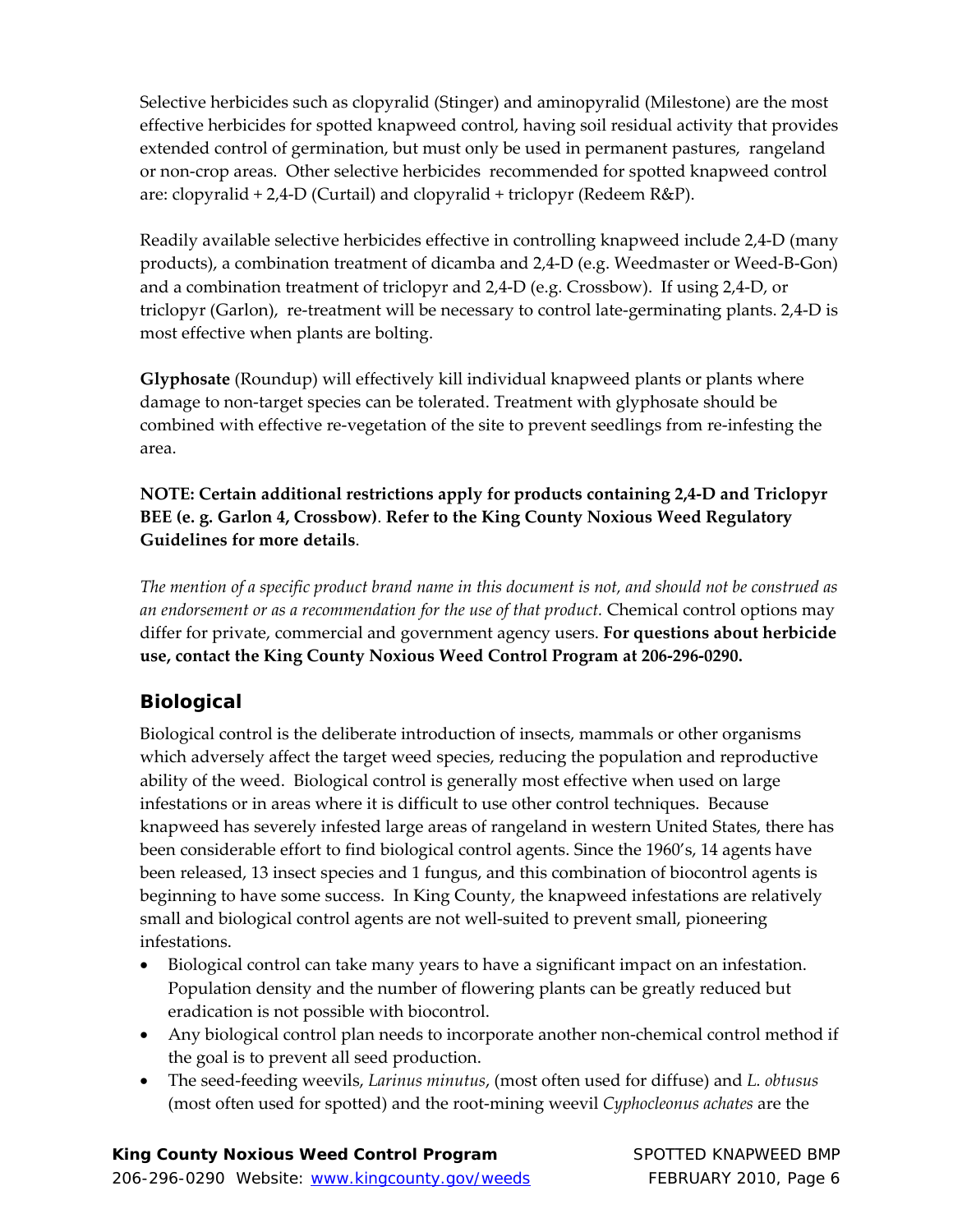Selective herbicides such as clopyralid (Stinger) and aminopyralid (Milestone) are the most effective herbicides for spotted knapweed control, having soil residual activity that provides extended control of germination, but must only be used in permanent pastures, rangeland or non-crop areas. Other selective herbicides recommended for spotted knapweed control are: clopyralid + 2,4-D (Curtail) and clopyralid + triclopyr (Redeem R&P).

Readily available selective herbicides effective in controlling knapweed include 2,4-D (many products), a combination treatment of dicamba and 2,4-D (e.g. Weedmaster or Weed-B-Gon) and a combination treatment of triclopyr and 2,4-D (e.g. Crossbow). If using 2,4-D, or triclopyr (Garlon), re-treatment will be necessary to control late-germinating plants. 2,4-D is most effective when plants are bolting.

**Glyphosate** (Roundup) will effectively kill individual knapweed plants or plants where damage to non-target species can be tolerated. Treatment with glyphosate should be combined with effective re-vegetation of the site to prevent seedlings from re-infesting the area.

**NOTE: Certain additional restrictions apply for products containing 2,4-D and Triclopyr BEE (e. g. Garlon 4, Crossbow)**. **Refer to the King County Noxious Weed Regulatory Guidelines for more details**.

*The mention of a specific product brand name in this document is not, and should not be construed as an endorsement or as a recommendation for the use of that product.* Chemical control options may differ for private, commercial and government agency users. **For questions about herbicide use, contact the King County Noxious Weed Control Program at 206-296-0290.**

## Biological

Biological control is the deliberate introduction of insects, mammals or other organisms which adversely affect the target weed species, reducing the population and reproductive ability of the weed. Biological control is generally most effective when used on large infestations or in areas where it is difficult to use other control techniques. Because knapweed has severely infested large areas of rangeland in western United States, there has been considerable effort to find biological control agents. Since the 1960's, 14 agents have been released, 13 insect species and 1 fungus, and this combination of biocontrol agents is beginning to have some success. In King County, the knapweed infestations are relatively small and biological control agents are not well-suited to prevent small, pioneering infestations.

- Biological control can take many years to have a significant impact on an infestation. Population density and the number of flowering plants can be greatly reduced but eradication is not possible with biocontrol.
- Any biological control plan needs to incorporate another non-chemical control method if the goal is to prevent all seed production.
- The seed-feeding weevils, *Larinus minutus*, (most often used for diffuse) and *L. obtusus* (most often used for spotted) and the root-mining weevil *Cyphocleonus achates* are the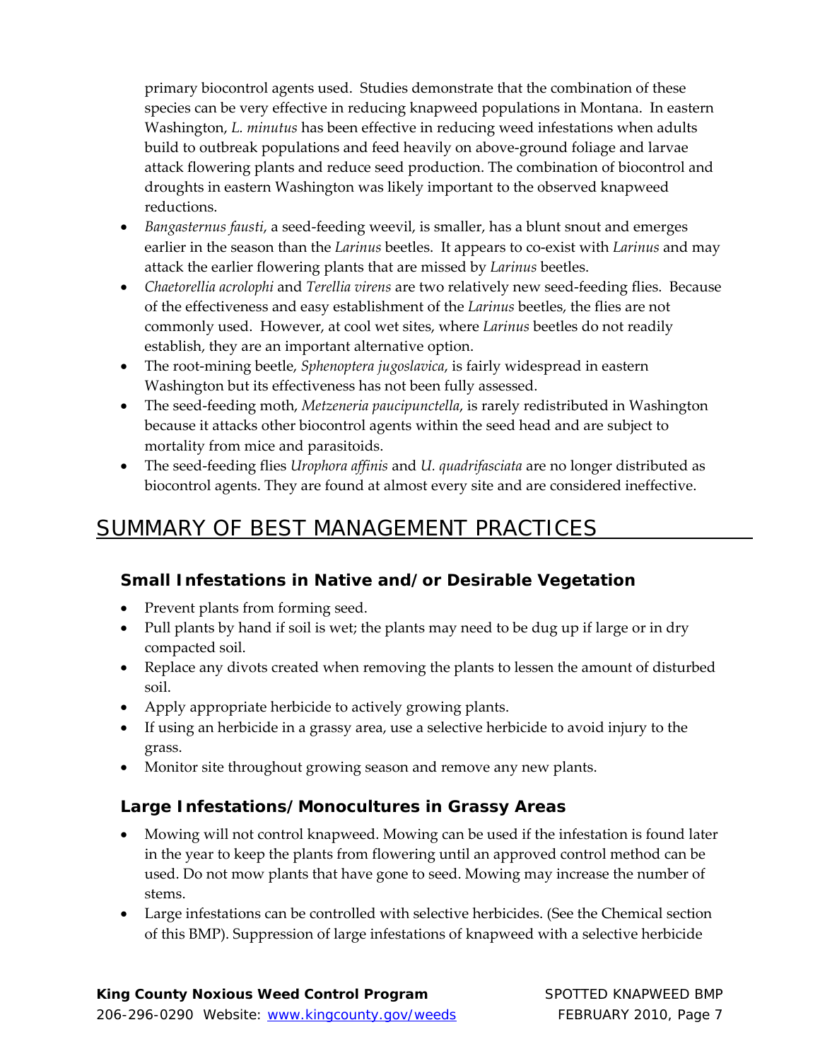primary biocontrol agents used. Studies demonstrate that the combination of these species can be very effective in reducing knapweed populations in Montana. In eastern Washington, *L. minutus* has been effective in reducing weed infestations when adults build to outbreak populations and feed heavily on above-ground foliage and larvae attack flowering plants and reduce seed production. The combination of biocontrol and droughts in eastern Washington was likely important to the observed knapweed reductions.

- *Bangasternus fausti*, a seed-feeding weevil, is smaller, has a blunt snout and emerges earlier in the season than the *Larinus* beetles. It appears to co-exist with *Larinus* and may attack the earlier flowering plants that are missed by *Larinus* beetles.
- *Chaetorellia acrolophi* and *Terellia virens* are two relatively new seed-feeding flies. Because of the effectiveness and easy establishment of the *Larinus* beetles, the flies are not commonly used. However, at cool wet sites, where *Larinus* beetles do not readily establish, they are an important alternative option.
- The root-mining beetle, *Sphenoptera jugoslavica*, is fairly widespread in eastern Washington but its effectiveness has not been fully assessed.
- The seed-feeding moth, *Metzeneria paucipunctella*, is rarely redistributed in Washington because it attacks other biocontrol agents within the seed head and are subject to mortality from mice and parasitoids.
- The seed-feeding flies *Urophora affinis* and *U. quadrifasciata* are no longer distributed as biocontrol agents. They are found at almost every site and are considered ineffective.

# SUMMARY OF BEST MANAGEMENT PRACTICES

## Small Infestations in Native and/or Desirable Vegetation

- Prevent plants from forming seed.
- Pull plants by hand if soil is wet; the plants may need to be dug up if large or in dry compacted soil.
- Replace any divots created when removing the plants to lessen the amount of disturbed soil.
- Apply appropriate herbicide to actively growing plants.
- If using an herbicide in a grassy area, use a selective herbicide to avoid injury to the grass.
- Monitor site throughout growing season and remove any new plants.

## Large Infestations/Monocultures in Grassy Areas

- Mowing will not control knapweed. Mowing can be used if the infestation is found later in the year to keep the plants from flowering until an approved control method can be used. Do not mow plants that have gone to seed. Mowing may increase the number of stems.
- Large infestations can be controlled with selective herbicides. (See the Chemical section of this BMP). Suppression of large infestations of knapweed with a selective herbicide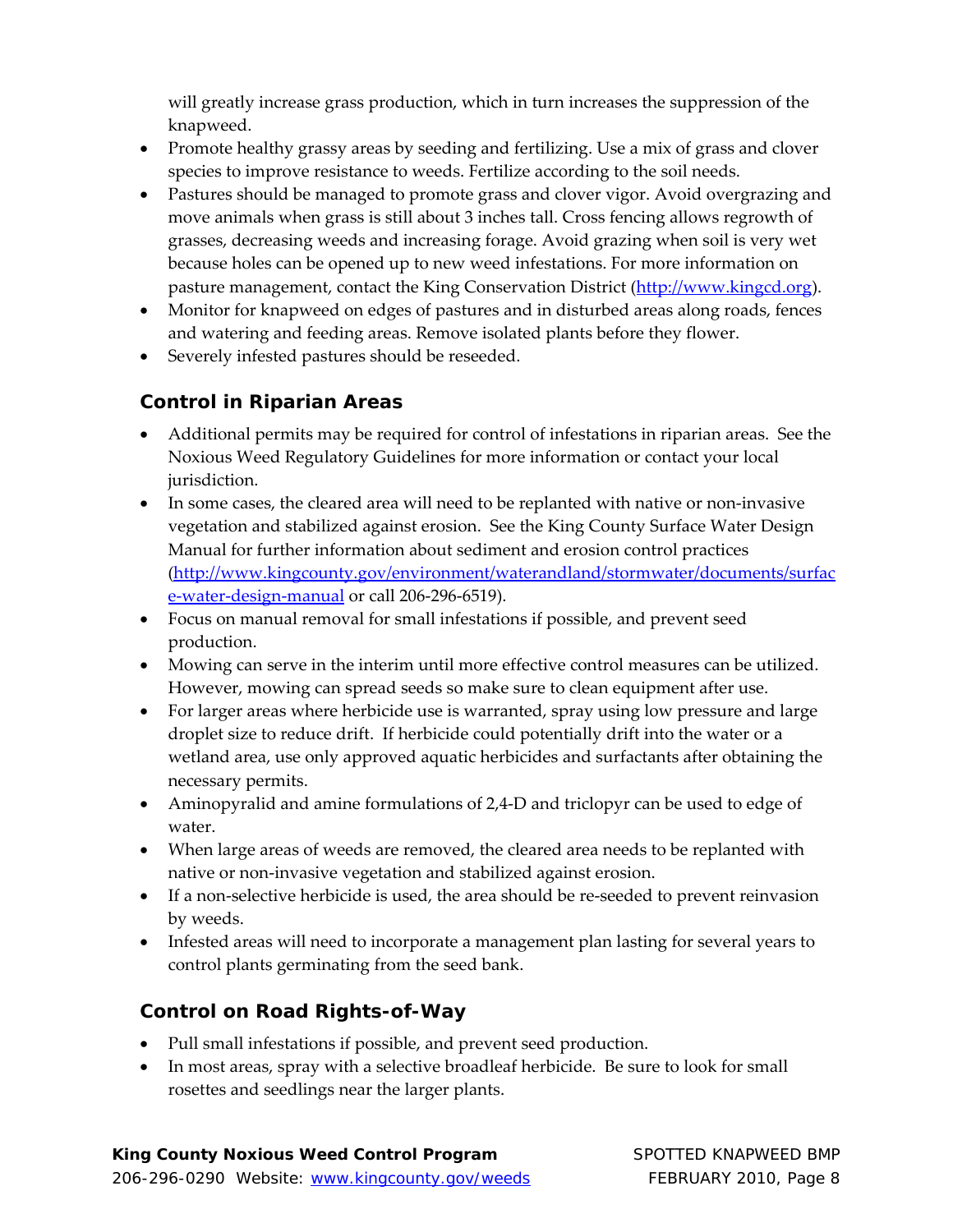will greatly increase grass production, which in turn increases the suppression of the knapweed.

- Promote healthy grassy areas by seeding and fertilizing. Use a mix of grass and clover species to improve resistance to weeds. Fertilize according to the soil needs.
- Pastures should be managed to promote grass and clover vigor. Avoid overgrazing and move animals when grass is still about 3 inches tall. Cross fencing allows regrowth of grasses, decreasing weeds and increasing forage. Avoid grazing when soil is very wet because holes can be opened up to new weed infestations. For more information on pasture management, contact the King Conservation District (http://www.kingcd.org).
- Monitor for knapweed on edges of pastures and in disturbed areas along roads, fences and watering and feeding areas. Remove isolated plants before they flower.
- Severely infested pastures should be reseeded.

### Control in Riparian Areas

- Additional permits may be required for control of infestations in riparian areas. See the Noxious Weed Regulatory Guidelines for more information or contact your local jurisdiction.
- In some cases, the cleared area will need to be replanted with native or non-invasive vegetation and stabilized against erosion. See the King County Surface Water Design Manual for further information about sediment and erosion control practices (http://www.kingcounty.gov/environment/waterandland/stormwater/documents/surface-water-design-manual or call 206-296-6519).
- Focus on manual removal for small infestations if possible, and prevent seed production.
- Mowing can serve in the interim until more effective control measures can be utilized. However, mowing can spread seeds so make sure to clean equipment after use.
- For larger areas where herbicide use is warranted, spray using low pressure and large droplet size to reduce drift. If herbicide could potentially drift into the water or a wetland area, use only approved aquatic herbicides and surfactants after obtaining the necessary permits.
- Aminopyralid and amine formulations of 2,4-D and triclopyr can be used to edge of water.
- When large areas of weeds are removed, the cleared area needs to be replanted with native or non-invasive vegetation and stabilized against erosion.
- If a non-selective herbicide is used, the area should be re-seeded to prevent reinvasion by weeds.
- Infested areas will need to incorporate a management plan lasting for several years to control plants germinating from the seed bank.

### Control on Road Rights-of-Way

- Pull small infestations if possible, and prevent seed production.
- In most areas, spray with a selective broadleaf herbicide. Be sure to look for small rosettes and seedlings near the larger plants.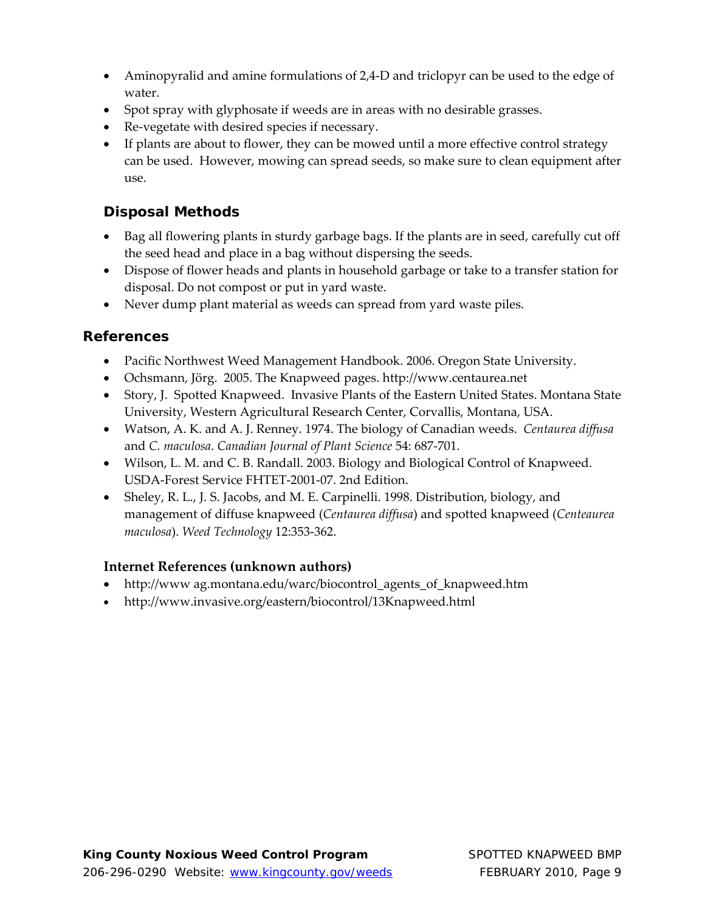- Aminopyralid and amine formulations of 2,4-D and triclopyr can be used to the edge of water.
- Spot spray with glyphosate if weeds are in areas with no desirable grasses.
- Re-vegetate with desired species if necessary.
- If plants are about to flower, they can be mowed until a more effective control strategy can be used. However, mowing can spread seeds, so make sure to clean equipment after use.

### Disposal Methods

- Bag all flowering plants in sturdy garbage bags. If the plants are in seed, carefully cut off the seed head and place in a bag without dispersing the seeds.
- Dispose of flower heads and plants in household garbage or take to a transfer station for disposal. Do not compost or put in yard waste.
- Never dump plant material as weeds can spread from yard waste piles.

## References

- Pacific Northwest Weed Management Handbook. 2006. Oregon State University.
- Ochsmann, Jörg. 2005. The Knapweed pages. http://www.centaurea.net
- Story, J. Spotted Knapweed. Invasive Plants of the Eastern United States. Montana State University, Western Agricultural Research Center, Corvallis, Montana, USA.
- Watson, A. K. and A. J. Renney. 1974. The biology of Canadian weeds. *Centaurea diffusa* and *C. maculosa*. *Canadian Journal of Plant Science* 54: 687-701.
- Wilson, L. M. and C. B. Randall. 2003. Biology and Biological Control of Knapweed. USDA-Forest Service FHTET-2001-07. 2nd Edition.
- Sheley, R. L., J. S. Jacobs, and M. E. Carpinelli. 1998. Distribution, biology, and management of diffuse knapweed (*Centaurea diffusa*) and spotted knapweed (*Centeaurea maculosa*). *Weed Technology* 12:353-362.

### Internet References (unknown authors)

- http://www ag.montana.edu/warc/biocontrol_agents_of_knapweed.htm
- http://www.invasive.org/eastern/biocontrol/13Knapweed.html